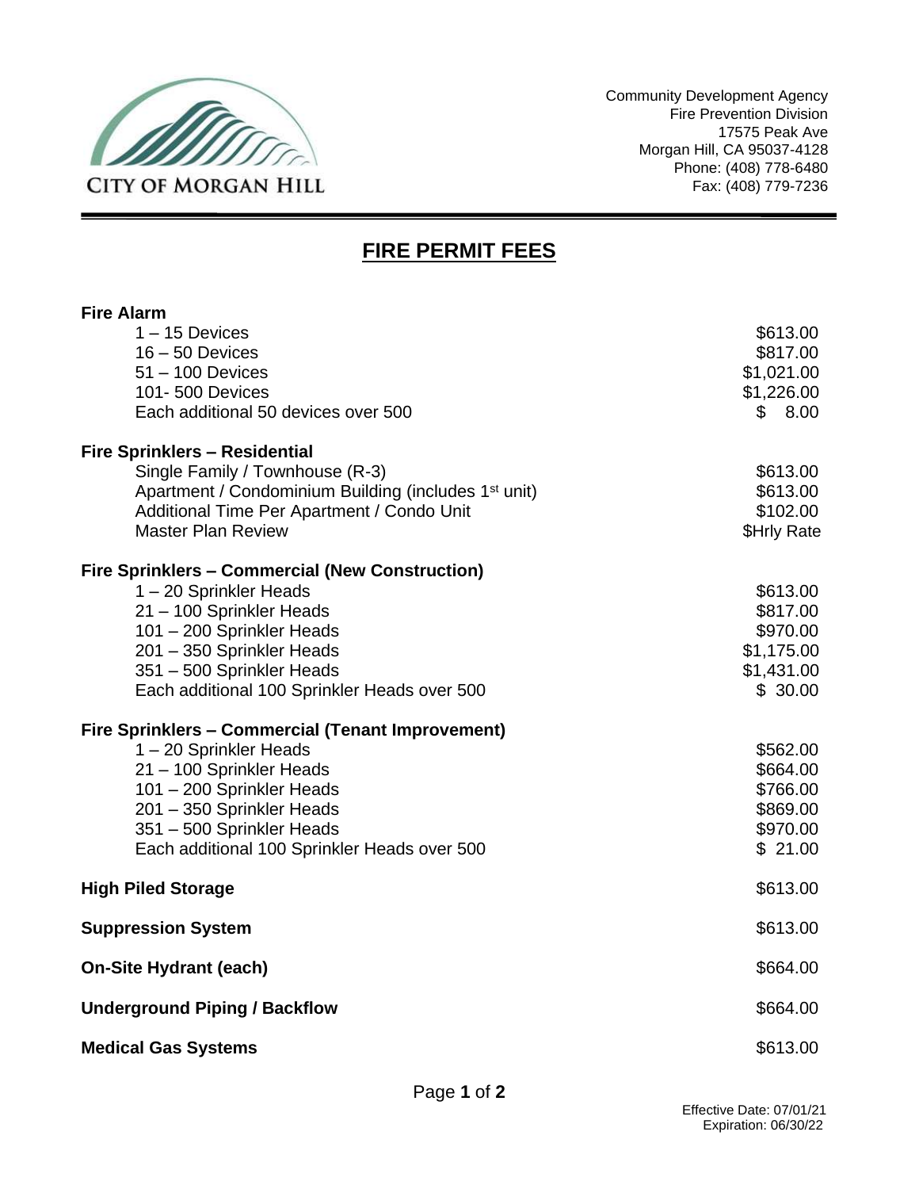CITY OF MORGAN HILL

Community Development Agency
Fire Prevention Division
17575 Peak Ave
Morgan Hill, CA 95037-4128
Phone: (408) 778-6480
Fax: (408) 779-7236

# FIRE PERMIT FEES

**Fire Alarm**

| | |
|---|---|
| 1 – 15 Devices | $613.00 |
| 16 – 50 Devices | $817.00 |
| 51 – 100 Devices | $1,021.00 |
| 101- 500 Devices | $1,226.00 |
| Each additional 50 devices over 500 | $ 8.00 |

**Fire Sprinklers – Residential**

| | |
|---|---|
| Single Family / Townhouse (R-3) | $613.00 |
| Apartment / Condominium Building (includes 1st unit) | $613.00 |
| Additional Time Per Apartment / Condo Unit | $102.00 |
| Master Plan Review | $Hrly Rate |

**Fire Sprinklers – Commercial (New Construction)**

| | |
|---|---|
| 1 – 20 Sprinkler Heads | $613.00 |
| 21 – 100 Sprinkler Heads | $817.00 |
| 101 – 200 Sprinkler Heads | $970.00 |
| 201 – 350 Sprinkler Heads | $1,175.00 |
| 351 – 500 Sprinkler Heads | $1,431.00 |
| Each additional 100 Sprinkler Heads over 500 | $ 30.00 |

**Fire Sprinklers – Commercial (Tenant Improvement)**

| | |
|---|---|
| 1 – 20 Sprinkler Heads | $562.00 |
| 21 – 100 Sprinkler Heads | $664.00 |
| 101 – 200 Sprinkler Heads | $766.00 |
| 201 – 350 Sprinkler Heads | $869.00 |
| 351 – 500 Sprinkler Heads | $970.00 |
| Each additional 100 Sprinkler Heads over 500 | $ 21.00 |

| | |
|---|---|
| **High Piled Storage** | $613.00 |
| **Suppression System** | $613.00 |
| **On-Site Hydrant (each)** | $664.00 |
| **Underground Piping / Backflow** | $664.00 |
| **Medical Gas Systems** | $613.00 |

Effective Date: 07/01/21
Expiration: 06/30/22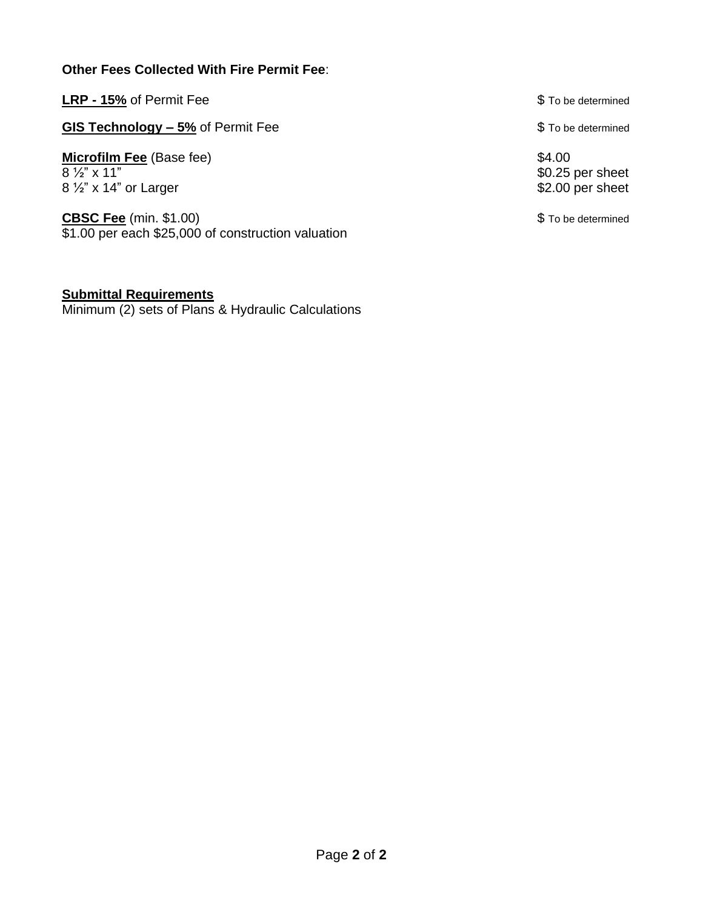**Other Fees Collected With Fire Permit Fee**:

| | |
|---|---|
| **LRP - 15%** of Permit Fee | $ To be determined |
| **GIS Technology – 5%** of Permit Fee | $ To be determined |
| **Microfilm Fee** (Base fee) | $4.00 |
| 8 ½" x 11" | $0.25 per sheet |
| 8 ½" x 14" or Larger | $2.00 per sheet |
| **CBSC Fee** (min. $1.00)<br>$1.00 per each $25,000 of construction valuation | $ To be determined |

**Submittal Requirements**

Minimum (2) sets of Plans & Hydraulic Calculations